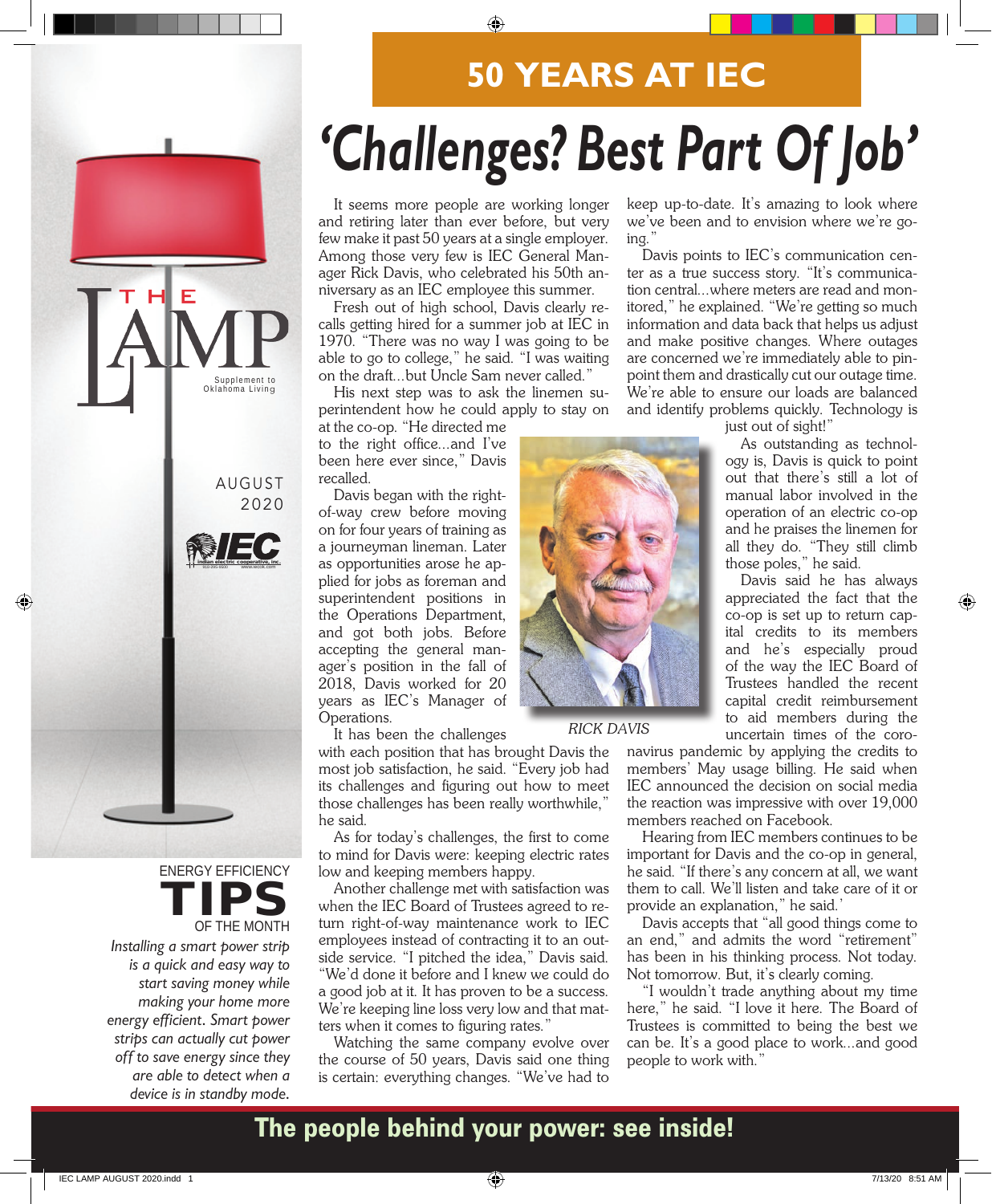THE LAMP

Supplement to Oklahoma Living

AUGUST 2020

IEC

indian electric cooperative, inc.

# 50 YEARS AT IEC

# 'Challenges? Best Part Of Job'

It seems more people are working longer and retiring later than ever before, but very few make it past 50 years at a single employer. Among those very few is IEC General Manager Rick Davis, who celebrated his 50th anniversary as an IEC employee this summer.

Fresh out of high school, Davis clearly recalls getting hired for a summer job at IEC in 1970. "There was no way I was going to be able to go to college," he said. "I was waiting on the draft...but Uncle Sam never called."

His next step was to ask the linemen superintendent how he could apply to stay on at the co-op. "He directed me to the right office...and I've been here ever since," Davis recalled.

Davis began with the right-of-way crew before moving on for four years of training as a journeyman lineman. Later as opportunities arose he applied for jobs as foreman and superintendent positions in the Operations Department, and got both jobs. Before accepting the general manager's position in the fall of 2018, Davis worked for 20 years as IEC's Manager of Operations.

It has been the challenges with each position that has brought Davis the most job satisfaction, he said. "Every job had its challenges and figuring out how to meet those challenges has been really worthwhile," he said.

As for today's challenges, the first to come to mind for Davis were: keeping electric rates low and keeping members happy.

Another challenge met with satisfaction was when the IEC Board of Trustees agreed to return right-of-way maintenance work to IEC employees instead of contracting it to an outside service. "I pitched the idea," Davis said. "We'd done it before and I knew we could do a good job at it. It has proven to be a success. We're keeping line loss very low and that matters when it comes to figuring rates."

Watching the same company evolve over the course of 50 years, Davis said one thing is certain: everything changes. "We've had to keep up-to-date. It's amazing to look where we've been and to envision where we're going."

Davis points to IEC's communication center as a true success story. "It's communication central...where meters are read and monitored," he explained. "We're getting so much information and data back that helps us adjust and make positive changes. Where outages are concerned we're immediately able to pinpoint them and drastically cut our outage time. We're able to ensure our loads are balanced and identify problems quickly. Technology is just out of sight!"

RICK DAVIS

As outstanding as technology is, Davis is quick to point out that there's still a lot of manual labor involved in the operation of an electric co-op and he praises the linemen for all they do. "They still climb those poles," he said.

Davis said he has always appreciated the fact that the co-op is set up to return capital credits to its members and he's especially proud of the way the IEC Board of Trustees handled the recent capital credit reimbursement to aid members during the uncertain times of the coronavirus pandemic by applying the credits to members' May usage billing. He said when IEC announced the decision on social media the reaction was impressive with over 19,000 members reached on Facebook.

Hearing from IEC members continues to be important for Davis and the co-op in general, he said. "If there's any concern at all, we want them to call. We'll listen and take care of it or provide an explanation," he said.

Davis accepts that "all good things come to an end," and admits the word "retirement" has been in his thinking process. Not today. Not tomorrow. But, it's clearly coming.

"I wouldn't trade anything about my time here," he said. "I love it here. The Board of Trustees is committed to being the best we can be. It's a good place to work...and good people to work with."

## ENERGY EFFICIENCY TIPS OF THE MONTH

*Installing a smart power strip is a quick and easy way to start saving money while making your home more energy efficient. Smart power strips can actually cut power off to save energy they are able to detect when a device is in standby mode.*

**The people behind your power: see inside!**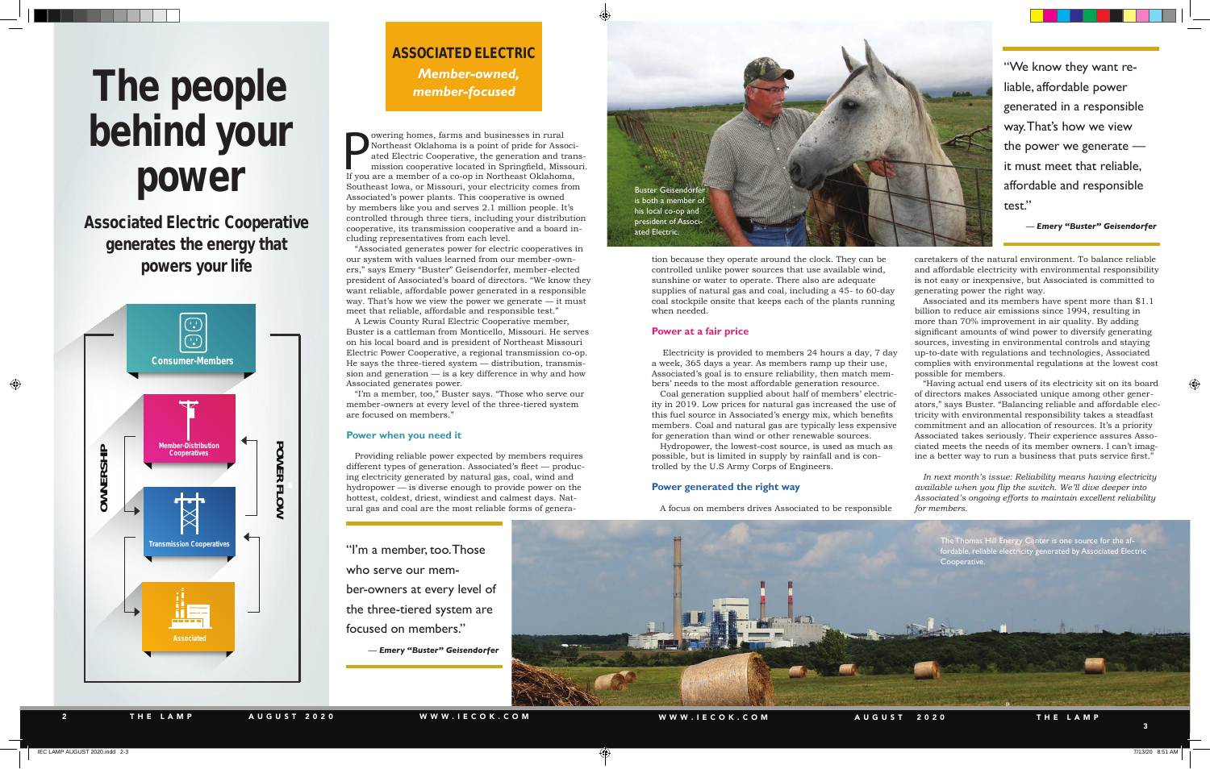# The people behind your power

## Associated Electric Cooperative generates the energy that powers your life

Consumer-Members

Member-Distribution Cooperatives

Transmission Cooperatives

Associated

OWNERSHIP

POWER FLOW

**ASSOCIATED ELECTRIC**

***Member-owned, member-focused***

Powering homes, farms and businesses in rural Northeast Oklahoma is a point of pride for Associated Electric Cooperative, the generation and transmission cooperative located in Springfield, Missouri. If you are a member of a co-op in Northeast Oklahoma, Southeast Iowa, or Missouri, your electricity comes from Associated's power plants. This cooperative is owned by members like you and serves 2.1 million people. It's controlled through three tiers, including your distribution cooperative, its transmission cooperative and a board including representatives from each level.

"Associated generates power for electric cooperatives in our system with values learned from our member-owners," says Emery "Buster" Geisendorfer, member-elected president of Associated's board of directors. "We know they want reliable, affordable power generated in a responsible way. That's how we view the power we generate — it must meet that reliable, affordable and responsible test."

A Lewis County Rural Electric Cooperative member, Buster is a cattleman from Monticello, Missouri. He serves on his local board and is president of Northeast Missouri Electric Power Cooperative, a regional transmission co-op. He says the three-tiered system — distribution, transmission and generation — is a key difference in why and how Associated generates power.

"I'm a member, too," Buster says. "Those who serve our member-owners at every level of the three-tiered system are focused on members."

### Power when you need it

Providing reliable power expected by members requires different types of generation. Associated's fleet — producing electricity generated by natural gas, coal, wind and hydropower — is diverse enough to provide power on the hottest, coldest, driest, windiest and calmest days. Natural gas and coal are the most reliable forms of generation because they operate around the clock. They can be controlled unlike power sources that use available wind, sunshine or water to operate. There also are adequate supplies of natural gas and coal, including a 45- to 60-day coal stockpile onsite that keeps each of the plants running when needed.

### Power at a fair price

Electricity is provided to members 24 hours a day, 7 day a week, 365 days a year. As members ramp up their use, Associated's goal is to ensure reliability, then match members' needs to the most affordable generation resource.

Coal generation supplied about half of members' electricity in 2019. Low prices for natural gas increased the use of this fuel source in Associated's energy mix, which benefits members. Coal and natural gas are typically less expensive for generation than wind or other renewable sources.

Hydropower, the lowest-cost source, is used as much as possible, but is limited in supply by rainfall and is controlled by the U.S Army Corps of Engineers.

### Power generated the right way

A focus on members drives Associated to be responsible caretakers of the natural environment. To balance reliable and affordable electricity with environmental responsibility is not easy or inexpensive, but Associated is committed to generating power the right way.

Associated and its members have spent more than $1.1 billion to reduce air emissions since 1994, resulting in more than 70% improvement in air quality. By adding significant amounts of wind power to diversify generating sources, investing in environmental controls and staying up-to-date with regulations and technologies, Associated complies with environmental regulations at the lowest cost possible for members.

"Having actual end users of its electricity sit on its board of directors makes Associated unique among other generators," says Buster. "Balancing reliable and affordable electricity with environmental responsibility takes a steadfast commitment and an allocation of resources. It's a priority Associated takes seriously. Their experience assures Associated meets the needs of its member owners. I can't imagine a better way to run a business that puts service first."

*In next month's issue: Reliability means having electricity available when you flip the switch. We'll dive deeper into Associated's ongoing efforts to maintain excellent reliability for members.*

> "I'm a member, too. Those who serve our member-owners at every level of the three-tiered system are focused on members."
>
> — ***Emery "Buster" Geisendorfer***

Buster Geisendorfer is both a member of his local co-op and president of Associated Electric.

> "We know they want reliable, affordable power generated in a responsible way. That's how we view the power we generate — it must meet that reliable, affordable and responsible test."
>
> — ***Emery "Buster" Geisendorfer***

The Thomas Hill Energy Center is one source for the affordable, reliable electricity generated by Associated Electric Cooperative.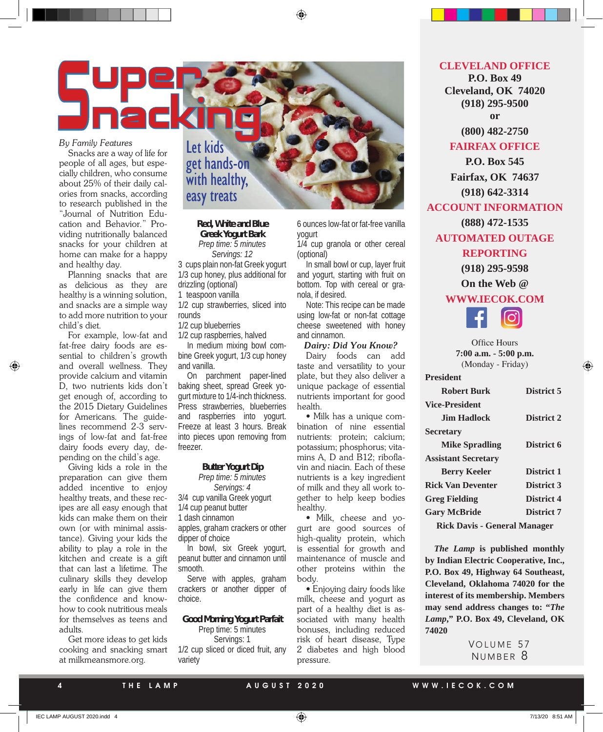# Super Snacking

## Let kids get hands-on with healthy, easy treats

*By Family Features*

Snacks are a way of life for people of all ages, but especially children, who consume about 25% of their daily calories from snacks, according to research published in the "Journal of Nutrition Education and Behavior." Providing nutritionally balanced snacks for your children at home can make for a happy and healthy day.

Planning snacks that are as delicious as they are healthy is a winning solution, and snacks are a simple way to add more nutrition to your child's diet.

For example, low-fat and fat-free dairy foods are essential to children's growth and overall wellness. They provide calcium and vitamin D, two nutrients kids don't get enough of, according to the 2015 Dietary Guidelines for Americans. The guidelines recommend 2-3 servings of low-fat and fat-free dairy foods every day, depending on the child's age.

Giving kids a role in the preparation can give them added incentive to enjoy healthy treats, and these recipes are all easy enough that kids can make them on their own (or with minimal assistance). Giving your kids the ability to play a role in the kitchen and create is a gift that can last a lifetime. The culinary skills they develop early in life can give them the confidence and know-how to cook nutritious meals for themselves as teens and adults.

Get more ideas to get kids cooking and snacking smart at milkmeansmore.org.

### Red, White and Blue Greek Yogurt Bark

*Prep time: 5 minutes*
*Servings: 12*

3 cups plain non-fat Greek yogurt
1/3 cup honey, plus additional for drizzling (optional)
1 teaspoon vanilla
1/2 cup strawberries, sliced into rounds
1/2 cup blueberries
1/2 cup raspberries, halved

In medium mixing bowl combine Greek yogurt, 1/3 cup honey and vanilla.

On parchment paper-lined baking sheet, spread Greek yogurt mixture to 1/4-inch thickness. Press strawberries, blueberries and raspberries into yogurt. Freeze at least 3 hours. Break into pieces upon removing from freezer.

### Butter Yogurt Dip

*Prep time: 5 minutes*
*Servings: 4*

3/4 cup vanilla Greek yogurt
1/4 cup peanut butter
1 dash cinnamon
apples, graham crackers or other dipper of choice

In bowl, six Greek yogurt, peanut butter and cinnamon until smooth.

Serve with apples, graham crackers or another dipper of choice.

### Good Morning Yogurt Parfait

Prep time: 5 minutes
Servings: 1

1/2 cup sliced or diced fruit, any variety
6 ounces low-fat or fat-free vanilla yogurt
1/4 cup granola or other cereal (optional)

In small bowl or cup, layer fruit and yogurt, starting with fruit on bottom. Top with cereal or granola, if desired.

Note: This recipe can be made using low-fat or non-fat cottage cheese sweetened with honey and cinnamon.

### *Dairy: Did You Know?*

Dairy foods can add taste and versatility to your plate, but they also deliver a unique package of essential nutrients important for good health.

- Milk has a unique combination of nine essential nutrients: protein; calcium; potassium; phosphorus; vitamins A, D and B12; riboflavin and niacin. Each of these nutrients is a key ingredient of milk and they all work together to help keep bodies healthy.
- Milk, cheese and yogurt are good sources of high-quality protein, which is essential for growth and maintenance of muscle and other proteins within the body.
- Enjoying dairy foods like milk, cheese and yogurt as part of a healthy diet is associated with many health bonuses, including reduced risk of heart disease, Type 2 diabetes and high blood pressure.

---

**CLEVELAND OFFICE**
**P.O. Box 49**
**Cleveland, OK 74020**
**(918) 295-9500**
**or**
**(800) 482-2750**

**FAIRFAX OFFICE**
**P.O. Box 545**
**Fairfax, OK 74637**
**(918) 642-3314**

**ACCOUNT INFORMATION**
**(888) 472-1535**

**AUTOMATED OUTAGE REPORTING**
**(918) 295-9598**

**On the Web @**
**WWW.IECOK.COM**

Office Hours
**7:00 a.m. - 5:00 p.m.**
(Monday - Friday)

| | |
|---|---|
| **President** | |
| **Robert Burk** | **District 5** |
| **Vice-President** | |
| **Jim Hadlock** | **District 2** |
| **Secretary** | |
| **Mike Spradling** | **District 6** |
| **Assistant Secretary** | |
| **Berry Keeler** | **District 1** |
| **Rick Van Deventer** | **District 3** |
| **Greg Fielding** | **District 4** |
| **Gary McBride** | **District 7** |
| **Rick Davis - General Manager** | |

***The Lamp*** **is published monthly by Indian Electric Cooperative, Inc., P.O. Box 49, Highway 64 Southeast, Cleveland, Oklahoma 74020 for the interest of its membership. Members may send address changes to: "*The Lamp*," P.O. Box 49, Cleveland, OK 74020**

VOLUME 57
NUMBER 8